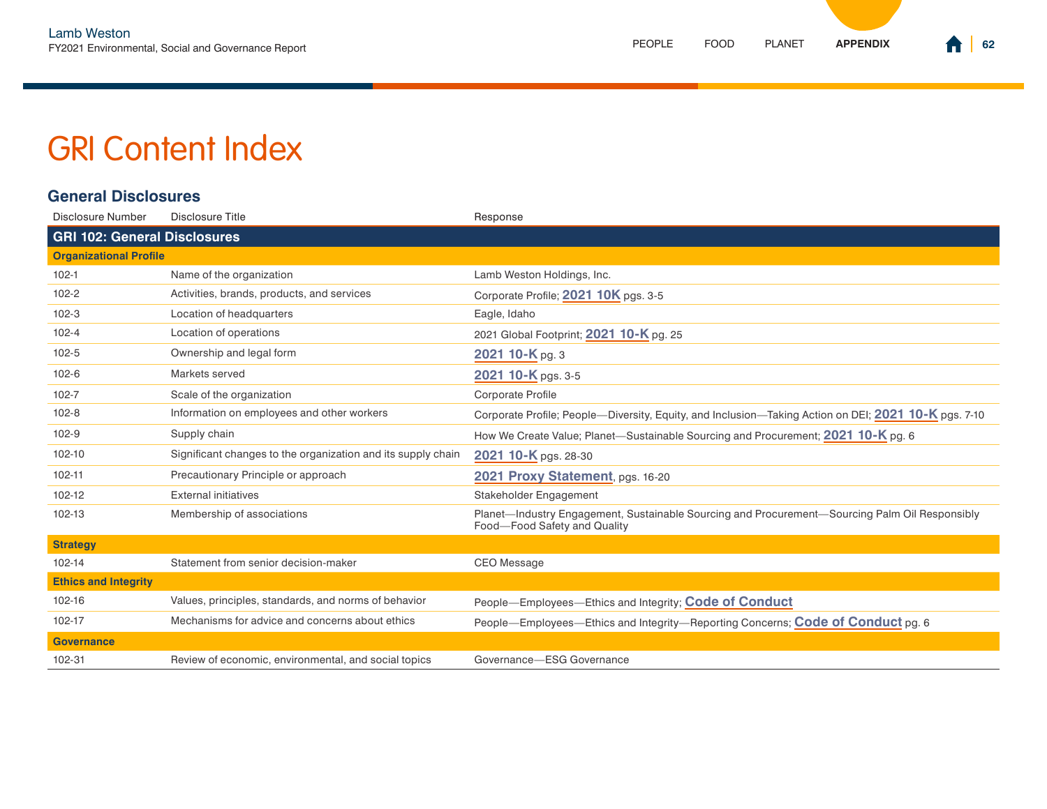# GRI Content Index

## General Disclosures

| Disclosure Number | Disclosure Title | Response |
|---|---|---|
| **GRI 102: General Disclosures** | | |
| **Organizational Profile** | | |
| 102-1 | Name of the organization | Lamb Weston Holdings, Inc. |
| 102-2 | Activities, brands, products, and services | Corporate Profile; **2021 10K** pgs. 3-5 |
| 102-3 | Location of headquarters | Eagle, Idaho |
| 102-4 | Location of operations | 2021 Global Footprint; **2021 10-K** pg. 25 |
| 102-5 | Ownership and legal form | **2021 10-K** pg. 3 |
| 102-6 | Markets served | **2021 10-K** pgs. 3-5 |
| 102-7 | Scale of the organization | Corporate Profile |
| 102-8 | Information on employees and other workers | Corporate Profile; People—Diversity, Equity, and Inclusion—Taking Action on DEI; **2021 10-K** pgs. 7-10 |
| 102-9 | Supply chain | How We Create Value; Planet—Sustainable Sourcing and Procurement; **2021 10-K** pg. 6 |
| 102-10 | Significant changes to the organization and its supply chain | **2021 10-K** pgs. 28-30 |
| 102-11 | Precautionary Principle or approach | **2021 Proxy Statement**, pgs. 16-20 |
| 102-12 | External initiatives | Stakeholder Engagement |
| 102-13 | Membership of associations | Planet—Industry Engagement, Sustainable Sourcing and Procurement—Sourcing Palm Oil Responsibly Food—Food Safety and Quality |
| **Strategy** | | |
| 102-14 | Statement from senior decision-maker | CEO Message |
| **Ethics and Integrity** | | |
| 102-16 | Values, principles, standards, and norms of behavior | People—Employees—Ethics and Integrity; **Code of Conduct** |
| 102-17 | Mechanisms for advice and concerns about ethics | People—Employees—Ethics and Integrity—Reporting Concerns; **Code of Conduct** pg. 6 |
| **Governance** | | |
| 102-31 | Review of economic, environmental, and social topics | Governance—ESG Governance |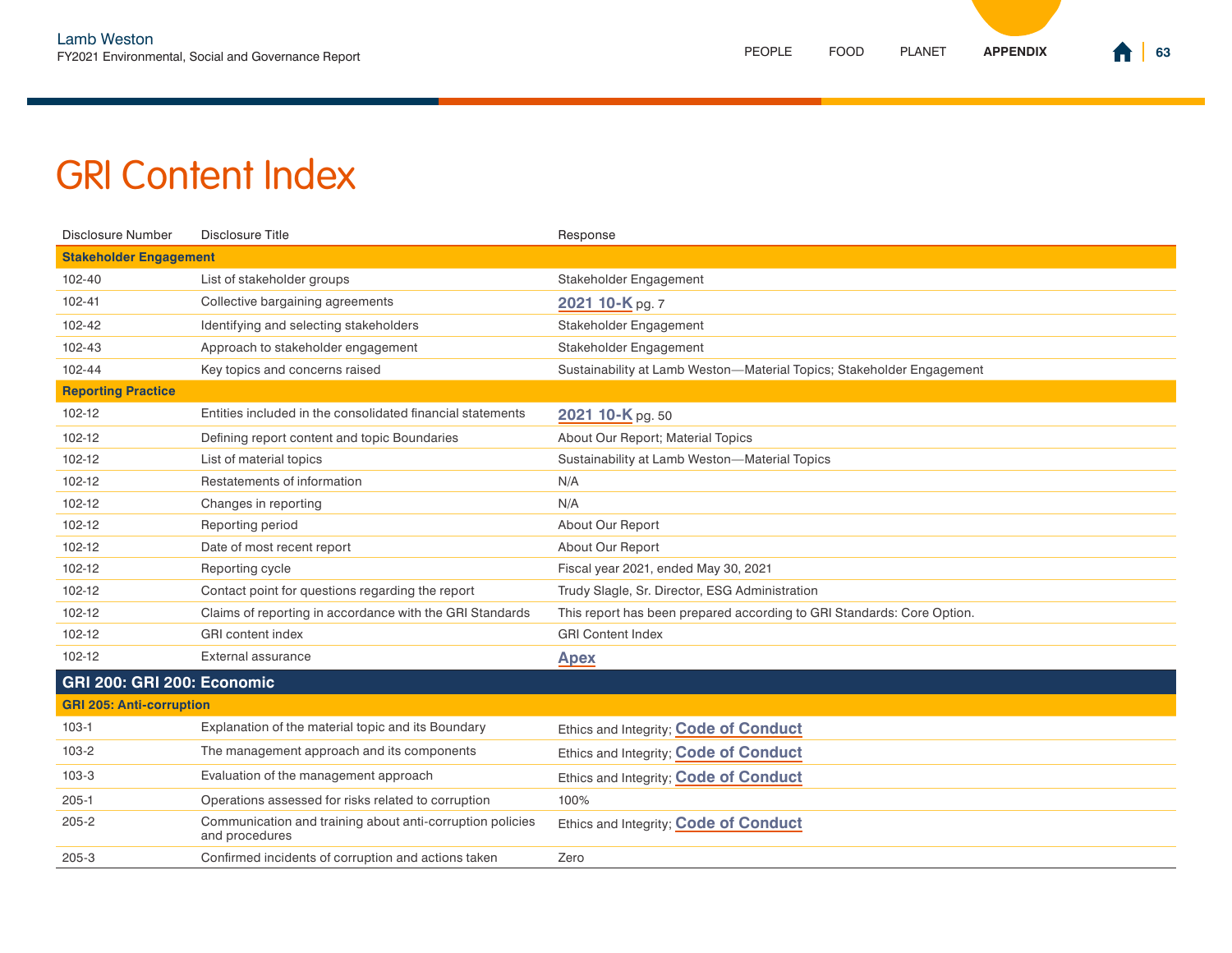# GRI Content Index

| Disclosure Number | Disclosure Title | Response |
|---|---|---|
| **Stakeholder Engagement** | | |
| 102-40 | List of stakeholder groups | Stakeholder Engagement |
| 102-41 | Collective bargaining agreements | **2021 10-K** pg. 7 |
| 102-42 | Identifying and selecting stakeholders | Stakeholder Engagement |
| 102-43 | Approach to stakeholder engagement | Stakeholder Engagement |
| 102-44 | Key topics and concerns raised | Sustainability at Lamb Weston—Material Topics; Stakeholder Engagement |
| **Reporting Practice** | | |
| 102-12 | Entities included in the consolidated financial statements | **2021 10-K** pg. 50 |
| 102-12 | Defining report content and topic Boundaries | About Our Report; Material Topics |
| 102-12 | List of material topics | Sustainability at Lamb Weston—Material Topics |
| 102-12 | Restatements of information | N/A |
| 102-12 | Changes in reporting | N/A |
| 102-12 | Reporting period | About Our Report |
| 102-12 | Date of most recent report | About Our Report |
| 102-12 | Reporting cycle | Fiscal year 2021, ended May 30, 2021 |
| 102-12 | Contact point for questions regarding the report | Trudy Slagle, Sr. Director, ESG Administration |
| 102-12 | Claims of reporting in accordance with the GRI Standards | This report has been prepared according to GRI Standards: Core Option. |
| 102-12 | GRI content index | GRI Content Index |
| 102-12 | External assurance | **Apex** |
| **GRI 200: GRI 200: Economic** | | |
| **GRI 205: Anti-corruption** | | |
| 103-1 | Explanation of the material topic and its Boundary | Ethics and Integrity; **Code of Conduct** |
| 103-2 | The management approach and its components | Ethics and Integrity; **Code of Conduct** |
| 103-3 | Evaluation of the management approach | Ethics and Integrity; **Code of Conduct** |
| 205-1 | Operations assessed for risks related to corruption | 100% |
| 205-2 | Communication and training about anti-corruption policies and procedures | Ethics and Integrity; **Code of Conduct** |
| 205-3 | Confirmed incidents of corruption and actions taken | Zero |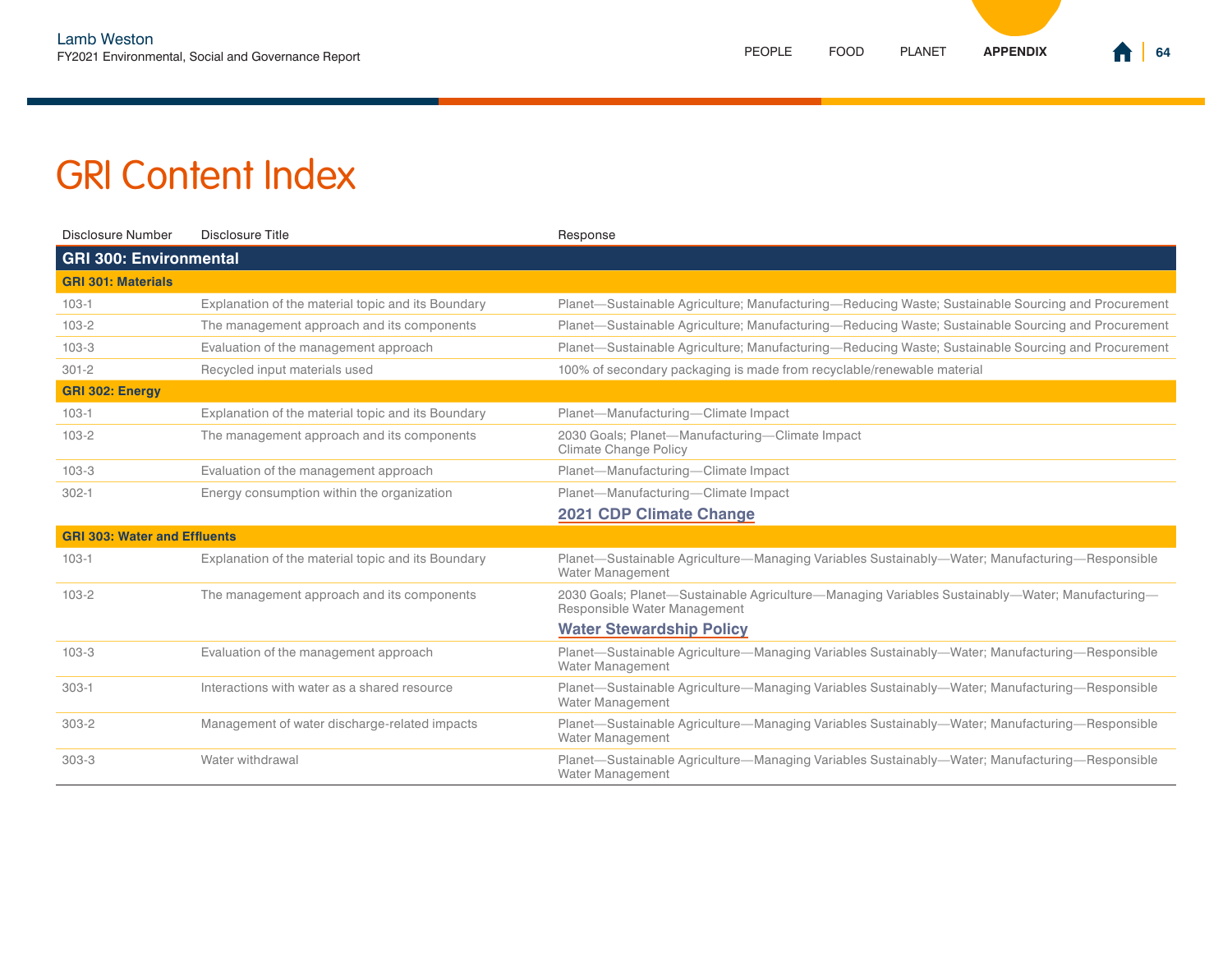# GRI Content Index

| Disclosure Number | Disclosure Title | Response |
|---|---|---|
| **GRI 300: Environmental** | | |
| **GRI 301: Materials** | | |
| 103-1 | Explanation of the material topic and its Boundary | Planet—Sustainable Agriculture; Manufacturing—Reducing Waste; Sustainable Sourcing and Procurement |
| 103-2 | The management approach and its components | Planet—Sustainable Agriculture; Manufacturing—Reducing Waste; Sustainable Sourcing and Procurement |
| 103-3 | Evaluation of the management approach | Planet—Sustainable Agriculture; Manufacturing—Reducing Waste; Sustainable Sourcing and Procurement |
| 301-2 | Recycled input materials used | 100% of secondary packaging is made from recyclable/renewable material |
| **GRI 302: Energy** | | |
| 103-1 | Explanation of the material topic and its Boundary | Planet—Manufacturing—Climate Impact |
| 103-2 | The management approach and its components | 2030 Goals; Planet—Manufacturing—Climate Impact<br>Climate Change Policy |
| 103-3 | Evaluation of the management approach | Planet—Manufacturing—Climate Impact |
| 302-1 | Energy consumption within the organization | Planet—Manufacturing—Climate Impact<br>**2021 CDP Climate Change** |
| **GRI 303: Water and Effluents** | | |
| 103-1 | Explanation of the material topic and its Boundary | Planet—Sustainable Agriculture—Managing Variables Sustainably—Water; Manufacturing—Responsible Water Management |
| 103-2 | The management approach and its components | 2030 Goals; Planet—Sustainable Agriculture—Managing Variables Sustainably—Water; Manufacturing—Responsible Water Management<br>**Water Stewardship Policy** |
| 103-3 | Evaluation of the management approach | Planet—Sustainable Agriculture—Managing Variables Sustainably—Water; Manufacturing—Responsible Water Management |
| 303-1 | Interactions with water as a shared resource | Planet—Sustainable Agriculture—Managing Variables Sustainably—Water; Manufacturing—Responsible Water Management |
| 303-2 | Management of water discharge-related impacts | Planet—Sustainable Agriculture—Managing Variables Sustainably—Water; Manufacturing—Responsible Water Management |
| 303-3 | Water withdrawal | Planet—Sustainable Agriculture—Managing Variables Sustainably—Water; Manufacturing—Responsible Water Management |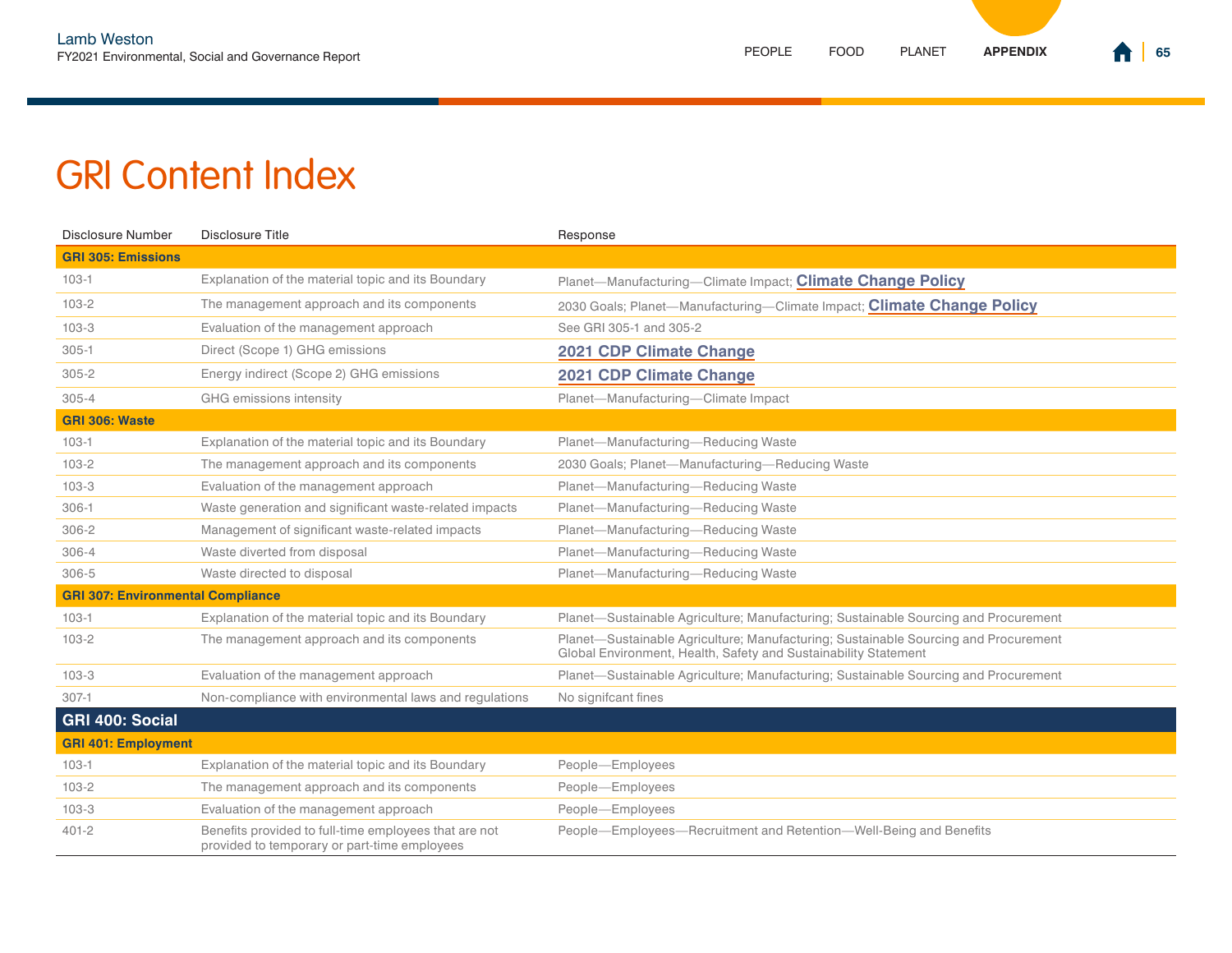# GRI Content Index

| Disclosure Number | Disclosure Title | Response |
|---|---|---|
| **GRI 305: Emissions** | | |
| 103-1 | Explanation of the material topic and its Boundary | Planet—Manufacturing—Climate Impact; **Climate Change Policy** |
| 103-2 | The management approach and its components | 2030 Goals; Planet—Manufacturing—Climate Impact; **Climate Change Policy** |
| 103-3 | Evaluation of the management approach | See GRI 305-1 and 305-2 |
| 305-1 | Direct (Scope 1) GHG emissions | **2021 CDP Climate Change** |
| 305-2 | Energy indirect (Scope 2) GHG emissions | **2021 CDP Climate Change** |
| 305-4 | GHG emissions intensity | Planet—Manufacturing—Climate Impact |
| **GRI 306: Waste** | | |
| 103-1 | Explanation of the material topic and its Boundary | Planet—Manufacturing—Reducing Waste |
| 103-2 | The management approach and its components | 2030 Goals; Planet—Manufacturing—Reducing Waste |
| 103-3 | Evaluation of the management approach | Planet—Manufacturing—Reducing Waste |
| 306-1 | Waste generation and significant waste-related impacts | Planet—Manufacturing—Reducing Waste |
| 306-2 | Management of significant waste-related impacts | Planet—Manufacturing—Reducing Waste |
| 306-4 | Waste diverted from disposal | Planet—Manufacturing—Reducing Waste |
| 306-5 | Waste directed to disposal | Planet—Manufacturing—Reducing Waste |
| **GRI 307: Environmental Compliance** | | |
| 103-1 | Explanation of the material topic and its Boundary | Planet—Sustainable Agriculture; Manufacturing; Sustainable Sourcing and Procurement |
| 103-2 | The management approach and its components | Planet—Sustainable Agriculture; Manufacturing; Sustainable Sourcing and Procurement Global Environment, Health, Safety and Sustainability Statement |
| 103-3 | Evaluation of the management approach | Planet—Sustainable Agriculture; Manufacturing; Sustainable Sourcing and Procurement |
| 307-1 | Non-compliance with environmental laws and regulations | No signifcant fines |
| **GRI 400: Social** | | |
| **GRI 401: Employment** | | |
| 103-1 | Explanation of the material topic and its Boundary | People—Employees |
| 103-2 | The management approach and its components | People—Employees |
| 103-3 | Evaluation of the management approach | People—Employees |
| 401-2 | Benefits provided to full-time employees that are not provided to temporary or part-time employees | People—Employees—Recruitment and Retention—Well-Being and Benefits |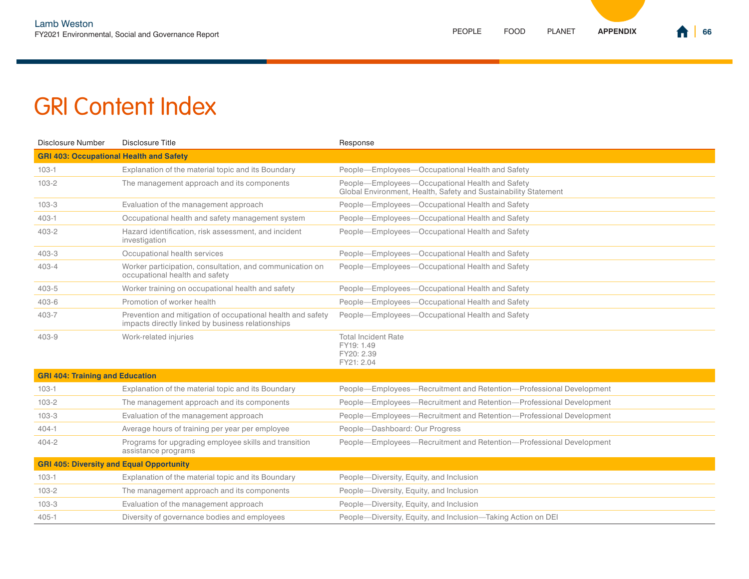# GRI Content Index

| Disclosure Number | Disclosure Title | Response |
|---|---|---|
| **GRI 403: Occupational Health and Safety** | | |
| 103-1 | Explanation of the material topic and its Boundary | People—Employees—Occupational Health and Safety |
| 103-2 | The management approach and its components | People—Employees—Occupational Health and Safety<br>Global Environment, Health, Safety and Sustainability Statement |
| 103-3 | Evaluation of the management approach | People—Employees—Occupational Health and Safety |
| 403-1 | Occupational health and safety management system | People—Employees—Occupational Health and Safety |
| 403-2 | Hazard identification, risk assessment, and incident investigation | People—Employees—Occupational Health and Safety |
| 403-3 | Occupational health services | People—Employees—Occupational Health and Safety |
| 403-4 | Worker participation, consultation, and communication on occupational health and safety | People—Employees—Occupational Health and Safety |
| 403-5 | Worker training on occupational health and safety | People—Employees—Occupational Health and Safety |
| 403-6 | Promotion of worker health | People—Employees—Occupational Health and Safety |
| 403-7 | Prevention and mitigation of occupational health and safety impacts directly linked by business relationships | People—Employees—Occupational Health and Safety |
| 403-9 | Work-related injuries | Total Incident Rate<br>FY19: 1.49<br>FY20: 2.39<br>FY21: 2.04 |
| **GRI 404: Training and Education** | | |
| 103-1 | Explanation of the material topic and its Boundary | People—Employees—Recruitment and Retention—Professional Development |
| 103-2 | The management approach and its components | People—Employees—Recruitment and Retention—Professional Development |
| 103-3 | Evaluation of the management approach | People—Employees—Recruitment and Retention—Professional Development |
| 404-1 | Average hours of training per year per employee | People—Dashboard: Our Progress |
| 404-2 | Programs for upgrading employee skills and transition assistance programs | People—Employees—Recruitment and Retention—Professional Development |
| **GRI 405: Diversity and Equal Opportunity** | | |
| 103-1 | Explanation of the material topic and its Boundary | People—Diversity, Equity, and Inclusion |
| 103-2 | The management approach and its components | People—Diversity, Equity, and Inclusion |
| 103-3 | Evaluation of the management approach | People—Diversity, Equity, and Inclusion |
| 405-1 | Diversity of governance bodies and employees | People—Diversity, Equity, and Inclusion—Taking Action on DEI |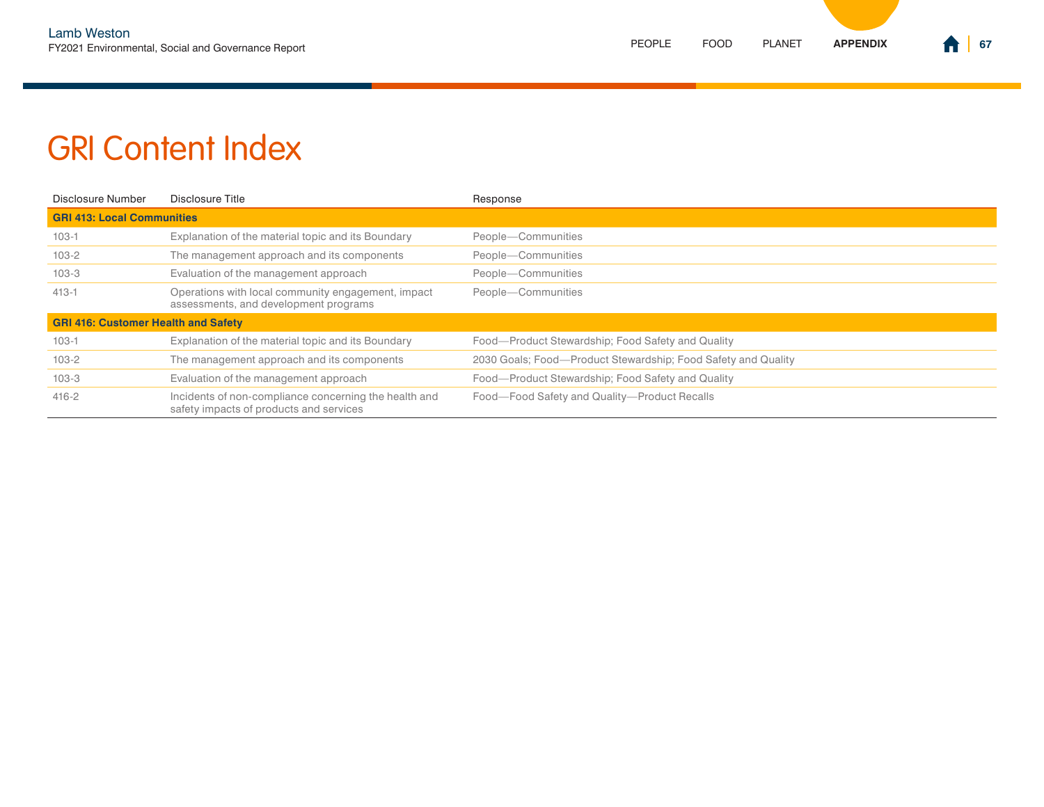# GRI Content Index

| Disclosure Number | Disclosure Title | Response |
|---|---|---|
| **GRI 413: Local Communities** | | |
| 103-1 | Explanation of the material topic and its Boundary | People—Communities |
| 103-2 | The management approach and its components | People—Communities |
| 103-3 | Evaluation of the management approach | People—Communities |
| 413-1 | Operations with local community engagement, impact assessments, and development programs | People—Communities |
| **GRI 416: Customer Health and Safety** | | |
| 103-1 | Explanation of the material topic and its Boundary | Food—Product Stewardship; Food Safety and Quality |
| 103-2 | The management approach and its components | 2030 Goals; Food—Product Stewardship; Food Safety and Quality |
| 103-3 | Evaluation of the management approach | Food—Product Stewardship; Food Safety and Quality |
| 416-2 | Incidents of non-compliance concerning the health and safety impacts of products and services | Food—Food Safety and Quality—Product Recalls |